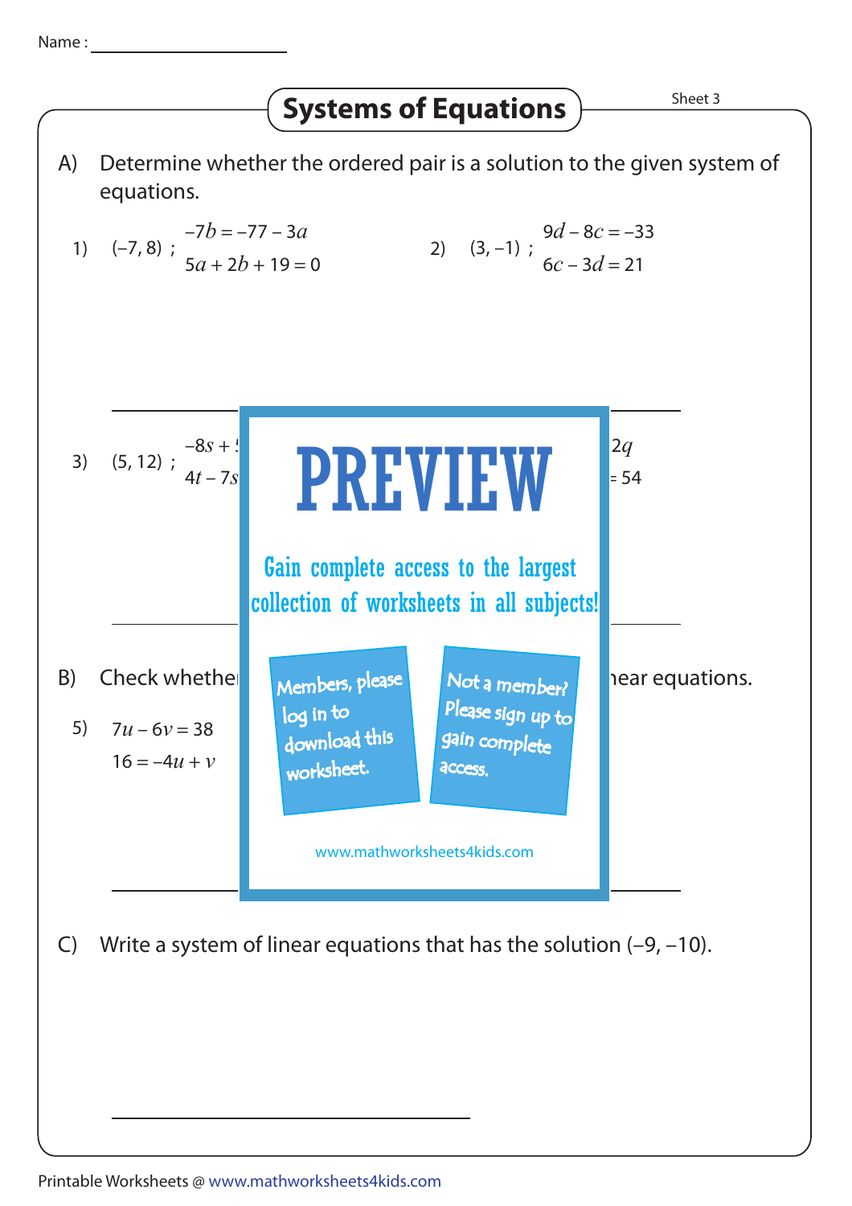Name : ____________________

# Systems of Equations

Sheet 3

A) Determine whether the ordered pair is a solution to the given system of equations.

1) $(-7, 8)$ ; $-7b = -77 - 3a$
$5a + 2b + 19 = 0$

2) $(3, -1)$ ; $9d - 8c = -33$
$6c - 3d = 21$

3) $(5, 12)$ ; $-8s +$
$4t - 7s$

$2q$
$= 54$

PREVIEW

Gain complete access to the largest collection of worksheets in all subjects!

Members, please log in to download this worksheet.

Not a member? Please sign up to gain complete access.

www.mathworksheets4kids.com

B) Check whethe ... near equations.

5) $7u - 6v = 38$
$16 = -4u + v$

C) Write a system of linear equations that has the solution $(-9, -10)$.

Printable Worksheets @ www.mathworksheets4kids.com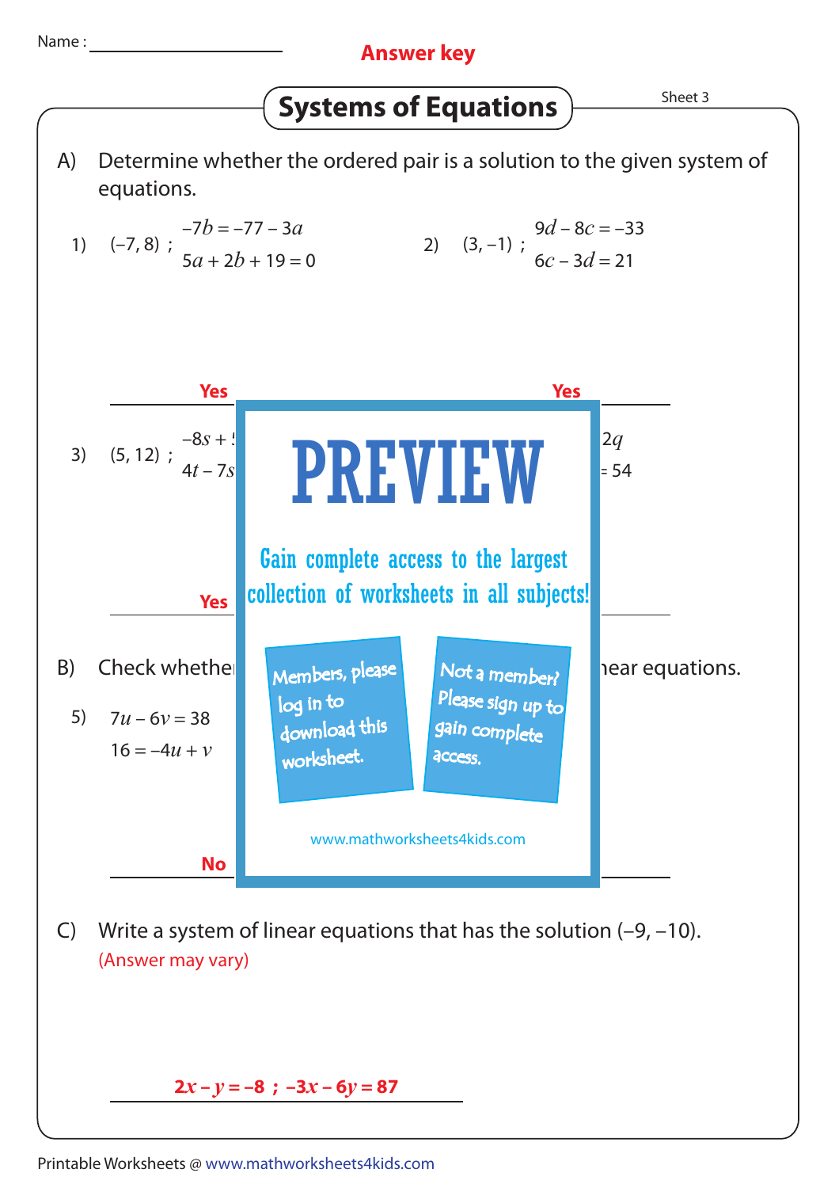Answer key

# Systems of Equations

Sheet 3

A) Determine whether the ordered pair is a solution to the given system of equations.

1) $(-7, 8)$ ; $-7b = -77 - 3a$
$5a + 2b + 19 = 0$

**Yes**

2) $(3, -1)$ ; $9d - 8c = -33$
$6c - 3d = 21$

**Yes**

3) $(5, 12)$ ; $-8s +$ ...
$4t - 7s$ ...

... $2q$
... $= 54$

**Yes**

B) Check whethe... ...near equations.

5) $7u - 6v = 38$
$16 = -4u + v$

**No**

PREVIEW

Gain complete access to the largest collection of worksheets in all subjects!

Members, please log in to download this worksheet.

Not a member? Please sign up to gain complete access.

www.mathworksheets4kids.com

C) Write a system of linear equations that has the solution $(-9, -10)$.
(Answer may vary)

$\mathbf{2x - y = -8}$ ; $\mathbf{-3x - 6y = 87}$